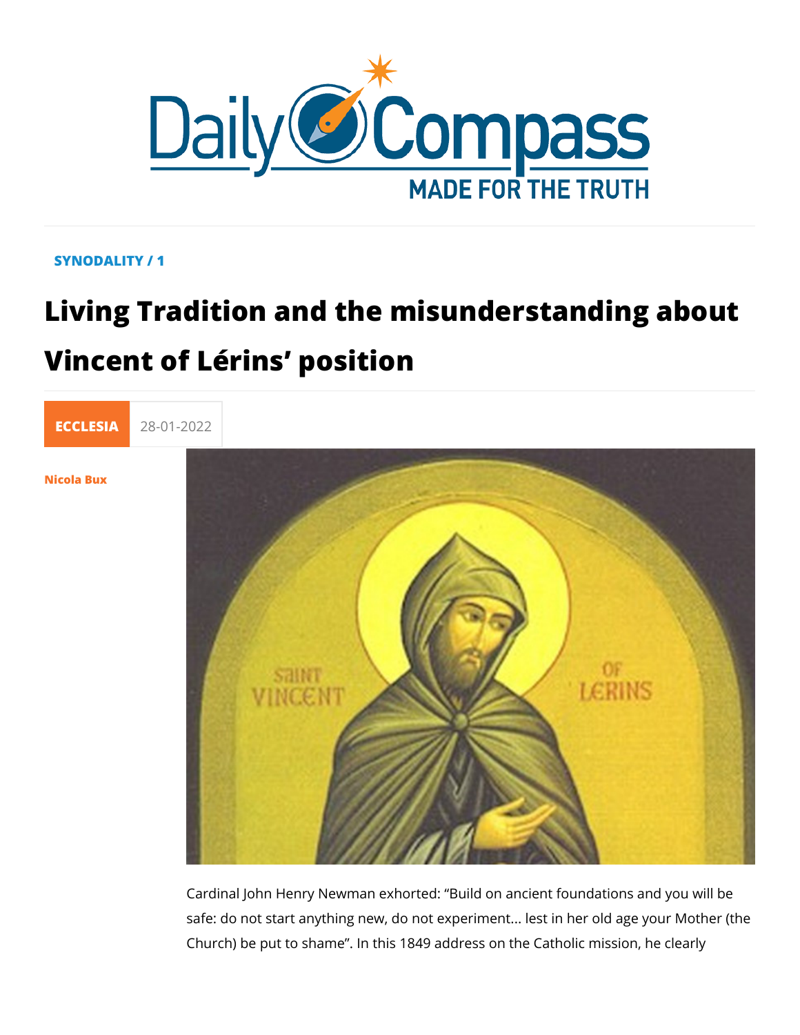SYNODALITY / 1

# Living Tradition and the misunderstanding about Vincent of Lérins' position

ECCLESIA 28-01-2022

Nicola Bux

Cardinal John Henry Newman exhorted: "Build on ancient foundations and you will be safe: do not start anything new, do not experiment... lest in her old age your Mother (the Church) be put to shame". In this 1849 address on the Catholic mission, he clearly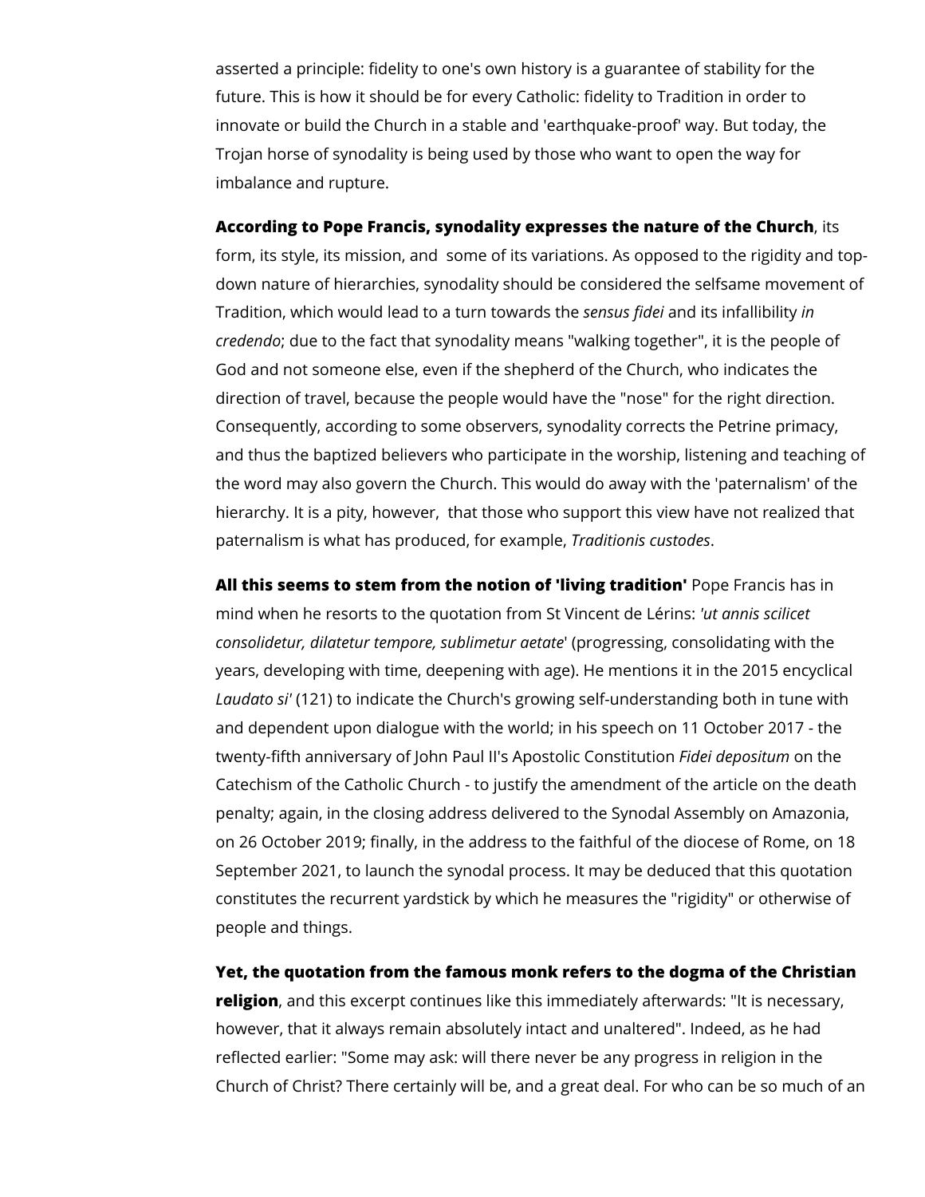asserted a principle: fidelity to one's own history is a guarantee of stability for the future. This is how it should be for every Catholic: fidelity to Tradition in order to innovate or build the Church in a stable and 'earthquake-proof' way. But today, the Trojan horse of synodality is being used by those who want to open the way for imbalance and rupture.

**According to Pope Francis, synodality expresses the nature of the Church**, its form, its style, its mission, and some of its variations. As opposed to the rigidity and top-down nature of hierarchies, synodality should be considered the selfsame movement of Tradition, which would lead to a turn towards the *sensus fidei* and its infallibility *in credendo*; due to the fact that synodality means "walking together", it is the people of God and not someone else, even if the shepherd of the Church, who indicates the direction of travel, because the people would have the "nose" for the right direction. Consequently, according to some observers, synodality corrects the Petrine primacy, and thus the baptized believers who participate in the worship, listening and teaching of the word may also govern the Church. This would do away with the 'paternalism' of the hierarchy. It is a pity, however, that those who support this view have not realized that paternalism is what has produced, for example, *Traditionis custodes*.

**All this seems to stem from the notion of 'living tradition'** Pope Francis has in mind when he resorts to the quotation from St Vincent de Lérins: *'ut annis scilicet consolidetur, dilatetur tempore, sublimetur aetate*' (progressing, consolidating with the years, developing with time, deepening with age). He mentions it in the 2015 encyclical *Laudato si'* (121) to indicate the Church's growing self-understanding both in tune with and dependent upon dialogue with the world; in his speech on 11 October 2017 - the twenty-fifth anniversary of John Paul II's Apostolic Constitution *Fidei depositum* on the Catechism of the Catholic Church - to justify the amendment of the article on the death penalty; again, in the closing address delivered to the Synodal Assembly on Amazonia, on 26 October 2019; finally, in the address to the faithful of the diocese of Rome, on 18 September 2021, to launch the synodal process. It may be deduced that this quotation constitutes the recurrent yardstick by which he measures the "rigidity" or otherwise of people and things.

**Yet, the quotation from the famous monk refers to the dogma of the Christian religion**, and this excerpt continues like this immediately afterwards: "It is necessary, however, that it always remain absolutely intact and unaltered". Indeed, as he had reflected earlier: "Some may ask: will there never be any progress in religion in the Church of Christ? There certainly will be, and a great deal. For who can be so much of an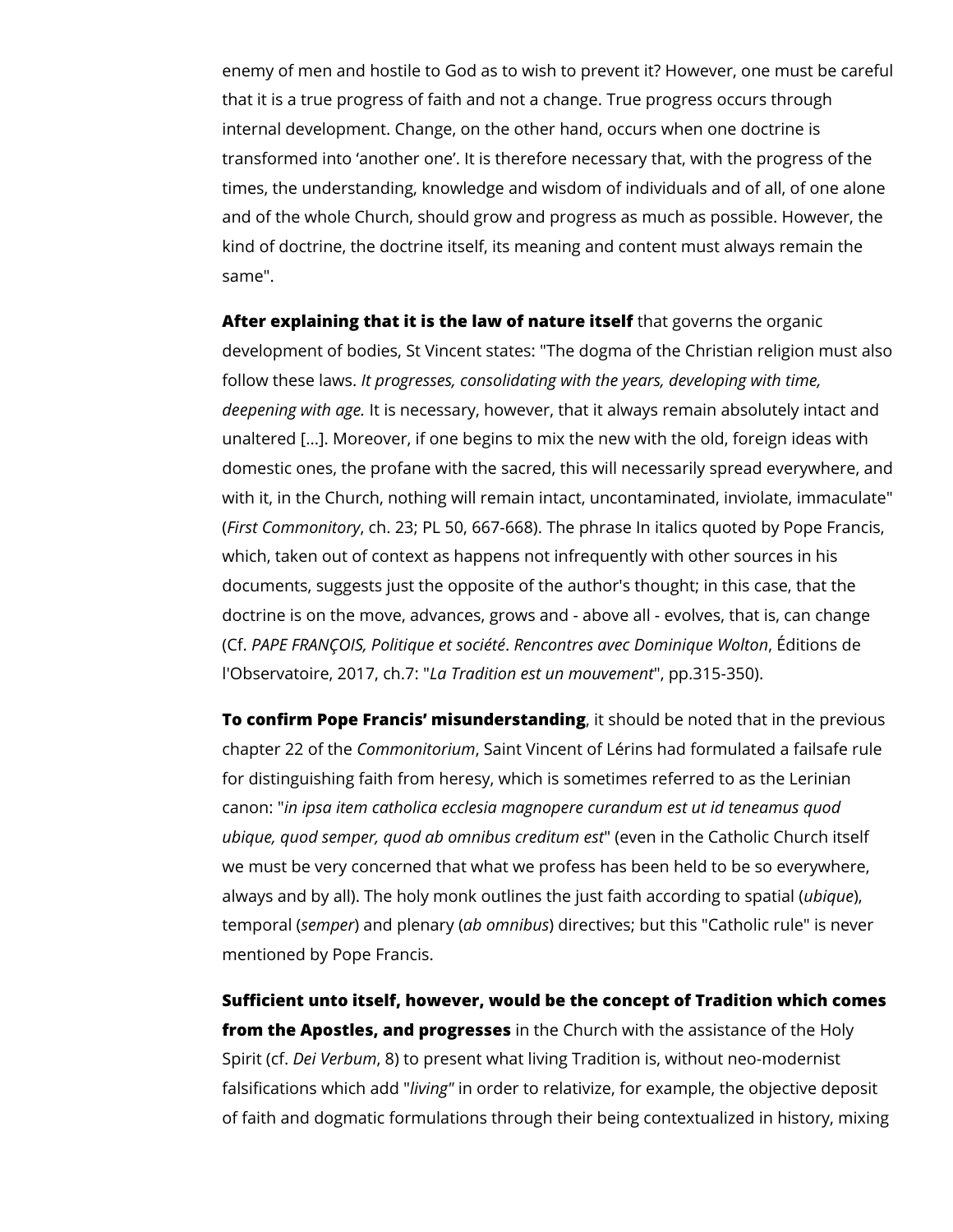enemy of men and hostile to God as to wish to prevent it? However, one must be careful that it is a true progress of faith and not a change. True progress occurs through internal development. Change, on the other hand, occurs when one doctrine is transformed into 'another one'. It is therefore necessary that, with the progress of the times, the understanding, knowledge and wisdom of individuals and of all, of one alone and of the whole Church, should grow and progress as much as possible. However, the kind of doctrine, the doctrine itself, its meaning and content must always remain the same".

**After explaining that it is the law of nature itself** that governs the organic development of bodies, St Vincent states: "The dogma of the Christian religion must also follow these laws. *It progresses, consolidating with the years, developing with time, deepening with age.* It is necessary, however, that it always remain absolutely intact and unaltered [...]. Moreover, if one begins to mix the new with the old, foreign ideas with domestic ones, the profane with the sacred, this will necessarily spread everywhere, and with it, in the Church, nothing will remain intact, uncontaminated, inviolate, immaculate" (*First Commonitory*, ch. 23; PL 50, 667-668). The phrase In italics quoted by Pope Francis, which, taken out of context as happens not infrequently with other sources in his documents, suggests just the opposite of the author's thought; in this case, that the doctrine is on the move, advances, grows and - above all - evolves, that is, can change (Cf. *PAPE FRANÇOIS, Politique et société*. *Rencontres avec Dominique Wolton*, Éditions de l'Observatoire, 2017, ch.7: "*La Tradition est un mouvement*", pp.315-350).

**To confirm Pope Francis' misunderstanding**, it should be noted that in the previous chapter 22 of the *Commonitorium*, Saint Vincent of Lérins had formulated a failsafe rule for distinguishing faith from heresy, which is sometimes referred to as the Lerinian canon: "*in ipsa item catholica ecclesia magnopere curandum est ut id teneamus quod ubique, quod semper, quod ab omnibus creditum est*" (even in the Catholic Church itself we must be very concerned that what we profess has been held to be so everywhere, always and by all). The holy monk outlines the just faith according to spatial (*ubique*), temporal (*semper*) and plenary (*ab omnibus*) directives; but this "Catholic rule" is never mentioned by Pope Francis.

**Sufficient unto itself, however, would be the concept of Tradition which comes from the Apostles, and progresses** in the Church with the assistance of the Holy Spirit (cf. *Dei Verbum*, 8) to present what living Tradition is, without neo-modernist falsifications which add "*living*" in order to relativize, for example, the objective deposit of faith and dogmatic formulations through their being contextualized in history, mixing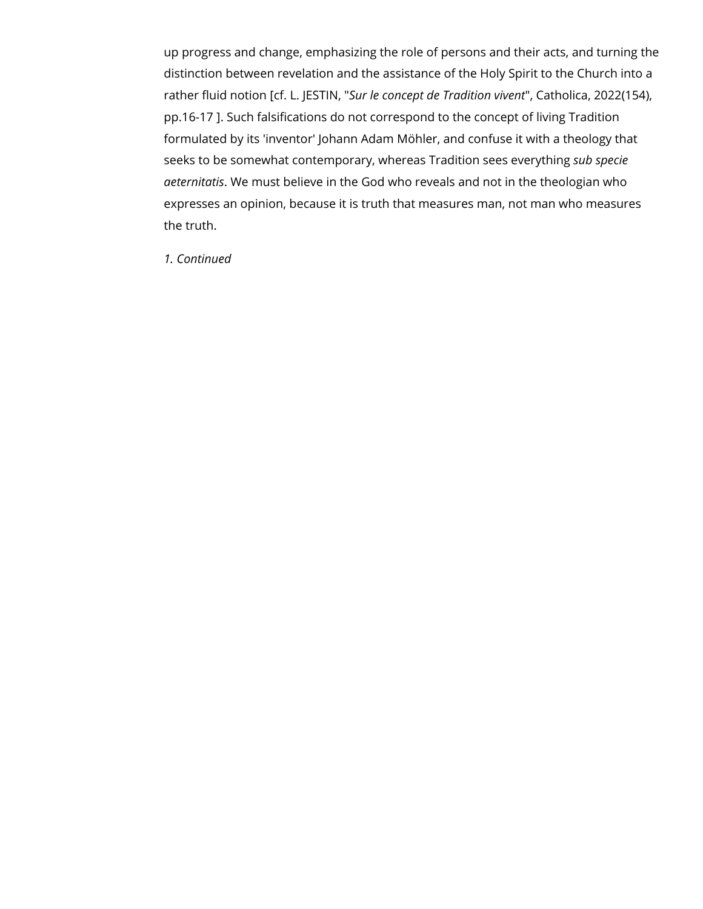up progress and change, emphasizing the role of persons and their acts, and turning the distinction between revelation and the assistance of the Holy Spirit to the Church into a rather fluid notion [cf. L. JESTIN, "*Sur le concept de Tradition vivent*", Catholica, 2022(154), pp.16-17 ]. Such falsifications do not correspond to the concept of living Tradition formulated by its 'inventor' Johann Adam Möhler, and confuse it with a theology that seeks to be somewhat contemporary, whereas Tradition sees everything *sub specie aeternitatis*. We must believe in the God who reveals and not in the theologian who expresses an opinion, because it is truth that measures man, not man who measures the truth.

*1. Continued*